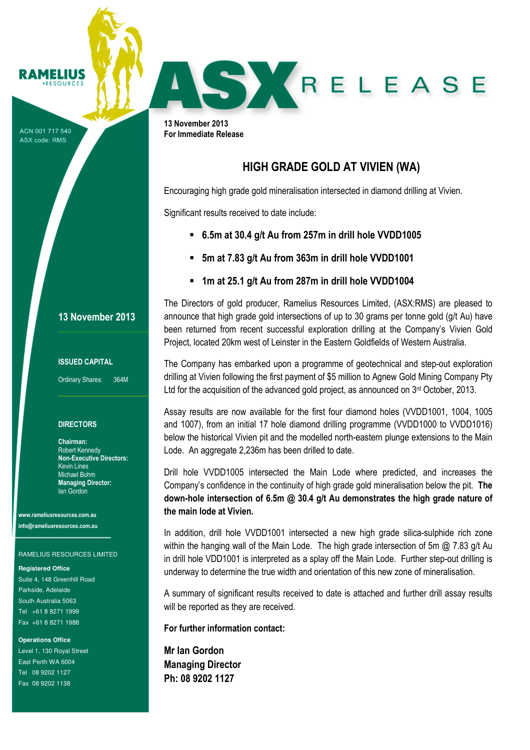RAMELIUS RESOURCES

ACN 001 717 540
ASX code: RMS

# ASX RELEASE

**13 November 2013**
**For Immediate Release**

## HIGH GRADE GOLD AT VIVIEN (WA)

Encouraging high grade gold mineralisation intersected in diamond drilling at Vivien.

Significant results received to date include:

- **6.5m at 30.4 g/t Au from 257m in drill hole VVDD1005**
- **5m at 7.83 g/t Au from 363m in drill hole VVDD1001**
- **1m at 25.1 g/t Au from 287m in drill hole VVDD1004**

The Directors of gold producer, Ramelius Resources Limited, (ASX:RMS) are pleased to announce that high grade gold intersections of up to 30 grams per tonne gold (g/t Au) have been returned from recent successful exploration drilling at the Company's Vivien Gold Project, located 20km west of Leinster in the Eastern Goldfields of Western Australia.

The Company has embarked upon a programme of geotechnical and step-out exploration drilling at Vivien following the first payment of $5 million to Agnew Gold Mining Company Pty Ltd for the acquisition of the advanced gold project, as announced on 3rd October, 2013.

Assay results are now available for the first four diamond holes (VVDD1001, 1004, 1005 and 1007), from an initial 17 hole diamond drilling programme (VVDD1000 to VVDD1016) below the historical Vivien pit and the modelled north-eastern plunge extensions to the Main Lode. An aggregate 2,236m has been drilled to date.

Drill hole VVDD1005 intersected the Main Lode where predicted, and increases the Company's confidence in the continuity of high grade gold mineralisation below the pit. **The down-hole intersection of 6.5m @ 30.4 g/t Au demonstrates the high grade nature of the main lode at Vivien.**

In addition, drill hole VVDD1001 intersected a new high grade silica-sulphide rich zone within the hanging wall of the Main Lode. The high grade intersection of 5m @ 7.83 g/t Au in drill hole VDD1001 is interpreted as a splay off the Main Lode. Further step-out drilling is underway to determine the true width and orientation of this new zone of mineralisation.

A summary of significant results received to date is attached and further drill assay results will be reported as they are received.

**For further information contact:**

**Mr Ian Gordon**
**Managing Director**
**Ph: 08 9202 1127**

---

**13 November 2013**

**ISSUED CAPITAL**

Ordinary Shares: 364M

**DIRECTORS**

**Chairman:**
Robert Kennedy
**Non-Executive Directors:**
Kevin Lines
Michael Bohm
**Managing Director:**
Ian Gordon

**www.rameliusresources.com.au**
**info@rameliusresources.com.au**

RAMELIUS RESOURCES LIMITED

**Registered Office**
Suite 4, 148 Greenhill Road
Parkside, Adelaide
South Australia 5063
Tel +61 8 8271 1999
Fax +61 8 8271 1988

**Operations Office**
Level 1, 130 Royal Street
East Perth WA 6004
Tel 08 9202 1127
Fax 08 9202 1138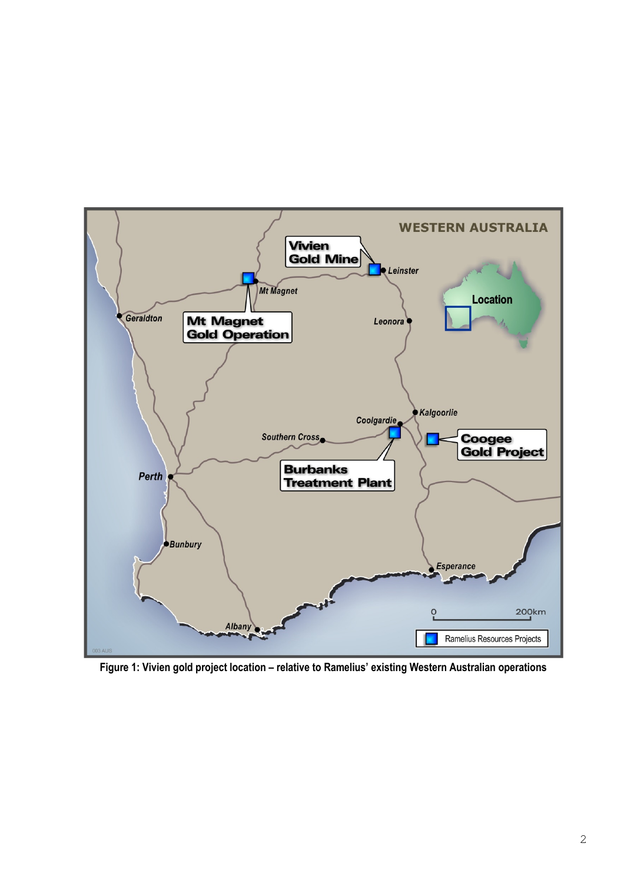Figure 1: Vivien gold project location – relative to Ramelius' existing Western Australian operations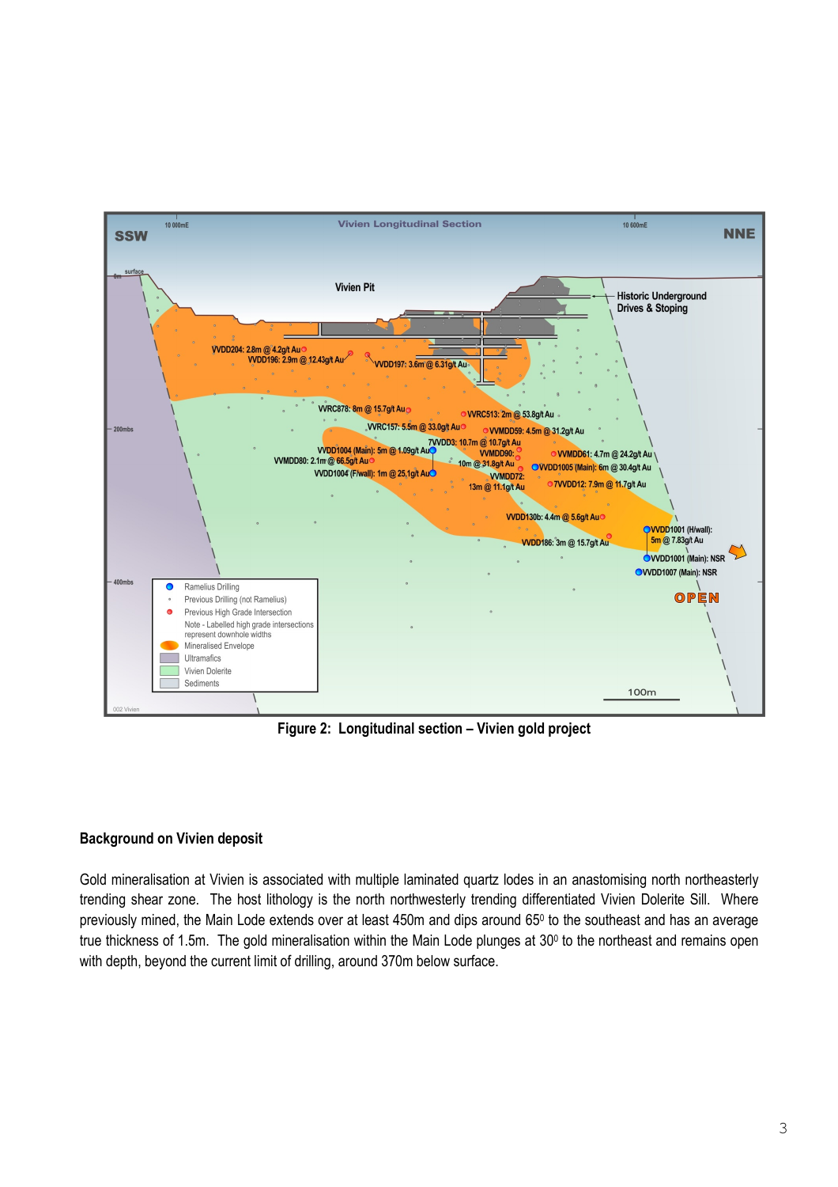Figure 2: Longitudinal section – Vivien gold project

## Background on Vivien deposit

Gold mineralisation at Vivien is associated with multiple laminated quartz lodes in an anastomising north northeasterly trending shear zone. The host lithology is the north northwesterly trending differentiated Vivien Dolerite Sill. Where previously mined, the Main Lode extends over at least 450m and dips around 65$^{0}$ to the southeast and has an average true thickness of 1.5m. The gold mineralisation within the Main Lode plunges at 30$^{0}$ to the northeast and remains open with depth, beyond the current limit of drilling, around 370m below surface.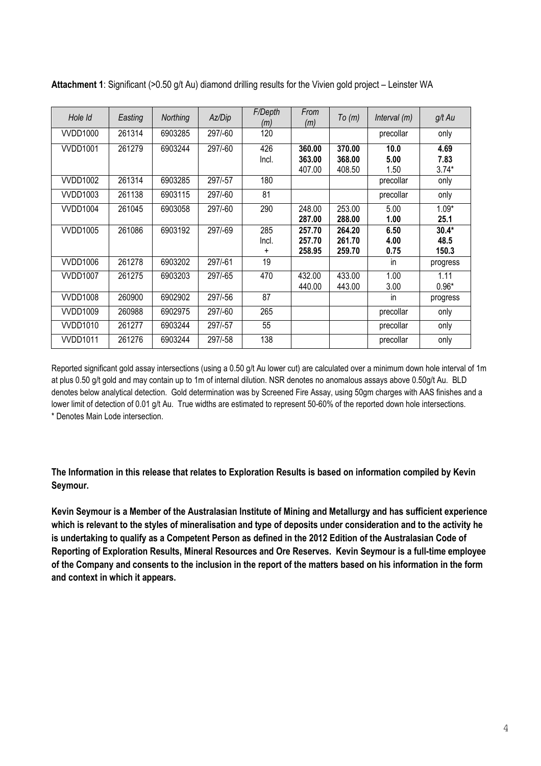**Attachment 1**: Significant (>0.50 g/t Au) diamond drilling results for the Vivien gold project – Leinster WA

| *Hole Id* | *Easting* | *Northing* | *Az/Dip* | *F/Depth (m)* | *From (m)* | *To (m)* | *Interval (m)* | *g/t Au* |
|---|---|---|---|---|---|---|---|---|
| VVDD1000 | 261314 | 6903285 | 297/-60 | 120 | | | precollar | only |
| VVDD1001 | 261279 | 6903244 | 297/-60 | 426 | **360.00** | **370.00** | **10.0** | **4.69** |
| | | | | Incl. | **363.00** | **368.00** | **5.00** | **7.83** |
| | | | | | 407.00 | 408.50 | 1.50 | 3.74* |
| VVDD1002 | 261314 | 6903285 | 297/-57 | 180 | | | precollar | only |
| VVDD1003 | 261138 | 6903115 | 297/-60 | 81 | | | precollar | only |
| VVDD1004 | 261045 | 6903058 | 297/-60 | 290 | 248.00 | 253.00 | 5.00 | 1.09* |
| | | | | | **287.00** | **288.00** | **1.00** | **25.1** |
| VVDD1005 | 261086 | 6903192 | 297/-69 | 285 | **257.70** | **264.20** | **6.50** | **30.4*** |
| | | | | Incl. | **257.70** | **261.70** | **4.00** | **48.5** |
| | | | | + | **258.95** | **259.70** | **0.75** | **150.3** |
| VVDD1006 | 261278 | 6903202 | 297/-61 | 19 | | | in | progress |
| VVDD1007 | 261275 | 6903203 | 297/-65 | 470 | 432.00 | 433.00 | 1.00 | 1.11 |
| | | | | | 440.00 | 443.00 | 3.00 | 0.96* |
| VVDD1008 | 260900 | 6902902 | 297/-56 | 87 | | | in | progress |
| VVDD1009 | 260988 | 6902975 | 297/-60 | 265 | | | precollar | only |
| VVDD1010 | 261277 | 6903244 | 297/-57 | 55 | | | precollar | only |
| VVDD1011 | 261276 | 6903244 | 297/-58 | 138 | | | precollar | only |

Reported significant gold assay intersections (using a 0.50 g/t Au lower cut) are calculated over a minimum down hole interval of 1m at plus 0.50 g/t gold and may contain up to 1m of internal dilution. NSR denotes no anomalous assays above 0.50g/t Au. BLD denotes below analytical detection. Gold determination was by Screened Fire Assay, using 50gm charges with AAS finishes and a lower limit of detection of 0.01 g/t Au. True widths are estimated to represent 50-60% of the reported down hole intersections.
* Denotes Main Lode intersection.

**The Information in this release that relates to Exploration Results is based on information compiled by Kevin Seymour.**

**Kevin Seymour is a Member of the Australasian Institute of Mining and Metallurgy and has sufficient experience which is relevant to the styles of mineralisation and type of deposits under consideration and to the activity he is undertaking to qualify as a Competent Person as defined in the 2012 Edition of the Australasian Code of Reporting of Exploration Results, Mineral Resources and Ore Reserves. Kevin Seymour is a full-time employee of the Company and consents to the inclusion in the report of the matters based on his information in the form and context in which it appears.**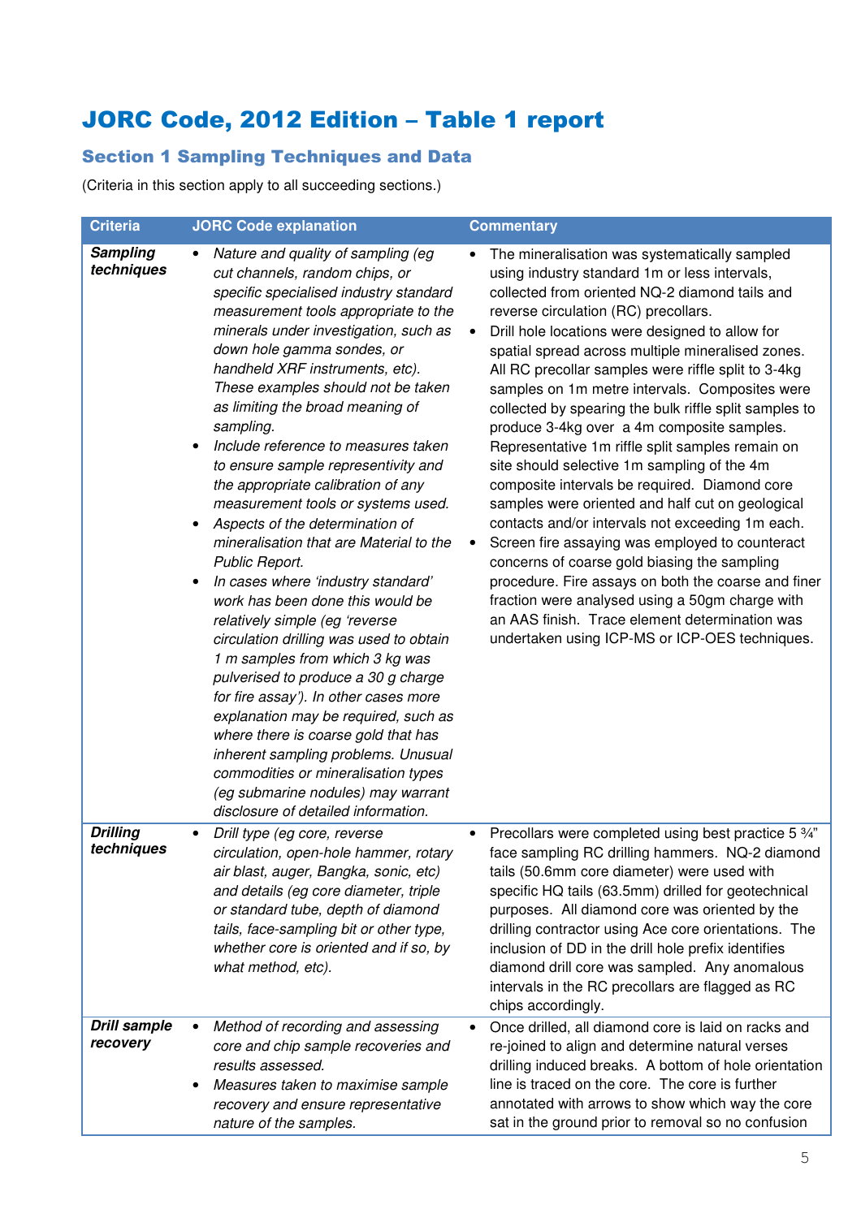# JORC Code, 2012 Edition – Table 1 report

## Section 1 Sampling Techniques and Data

(Criteria in this section apply to all succeeding sections.)

| Criteria | JORC Code explanation | Commentary |
|---|---|---|
| ***Sampling techniques*** | • *Nature and quality of sampling (eg cut channels, random chips, or specific specialised industry standard measurement tools appropriate to the minerals under investigation, such as down hole gamma sondes, or handheld XRF instruments, etc). These examples should not be taken as limiting the broad meaning of sampling.*<br>• *Include reference to measures taken to ensure sample representivity and the appropriate calibration of any measurement tools or systems used.*<br>• *Aspects of the determination of mineralisation that are Material to the Public Report.*<br>• *In cases where 'industry standard' work has been done this would be relatively simple (eg 'reverse circulation drilling was used to obtain 1 m samples from which 3 kg was pulverised to produce a 30 g charge for fire assay'). In other cases more explanation may be required, such as where there is coarse gold that has inherent sampling problems. Unusual commodities or mineralisation types (eg submarine nodules) may warrant disclosure of detailed information.* | • The mineralisation was systematically sampled using industry standard 1m or less intervals, collected from oriented NQ-2 diamond tails and reverse circulation (RC) precollars.<br>• Drill hole locations were designed to allow for spatial spread across multiple mineralised zones. All RC precollar samples were riffle split to 3-4kg samples on 1m metre intervals. Composites were collected by spearing the bulk riffle split samples to produce 3-4kg over a 4m composite samples. Representative 1m riffle split samples remain on site should selective 1m sampling of the 4m composite intervals be required. Diamond core samples were oriented and half cut on geological contacts and/or intervals not exceeding 1m each.<br>• Screen fire assaying was employed to counteract concerns of coarse gold biasing the sampling procedure. Fire assays on both the coarse and finer fraction were analysed using a 50gm charge with an AAS finish. Trace element determination was undertaken using ICP-MS or ICP-OES techniques. |
| ***Drilling techniques*** | • *Drill type (eg core, reverse circulation, open-hole hammer, rotary air blast, auger, Bangka, sonic, etc) and details (eg core diameter, triple or standard tube, depth of diamond tails, face-sampling bit or other type, whether core is oriented and if so, by what method, etc).* | • Precollars were completed using best practice 5 ¾" face sampling RC drilling hammers. NQ-2 diamond tails (50.6mm core diameter) were used with specific HQ tails (63.5mm) drilled for geotechnical purposes. All diamond core was oriented by the drilling contractor using Ace core orientations. The inclusion of DD in the drill hole prefix identifies diamond drill core was sampled. Any anomalous intervals in the RC precollars are flagged as RC chips accordingly. |
| ***Drill sample recovery*** | • *Method of recording and assessing core and chip sample recoveries and results assessed.*<br>• *Measures taken to maximise sample recovery and ensure representative nature of the samples.* | • Once drilled, all diamond core is laid on racks and re-joined to align and determine natural verses drilling induced breaks. A bottom of hole orientation line is traced on the core. The core is further annotated with arrows to show which way the core sat in the ground prior to removal so no confusion |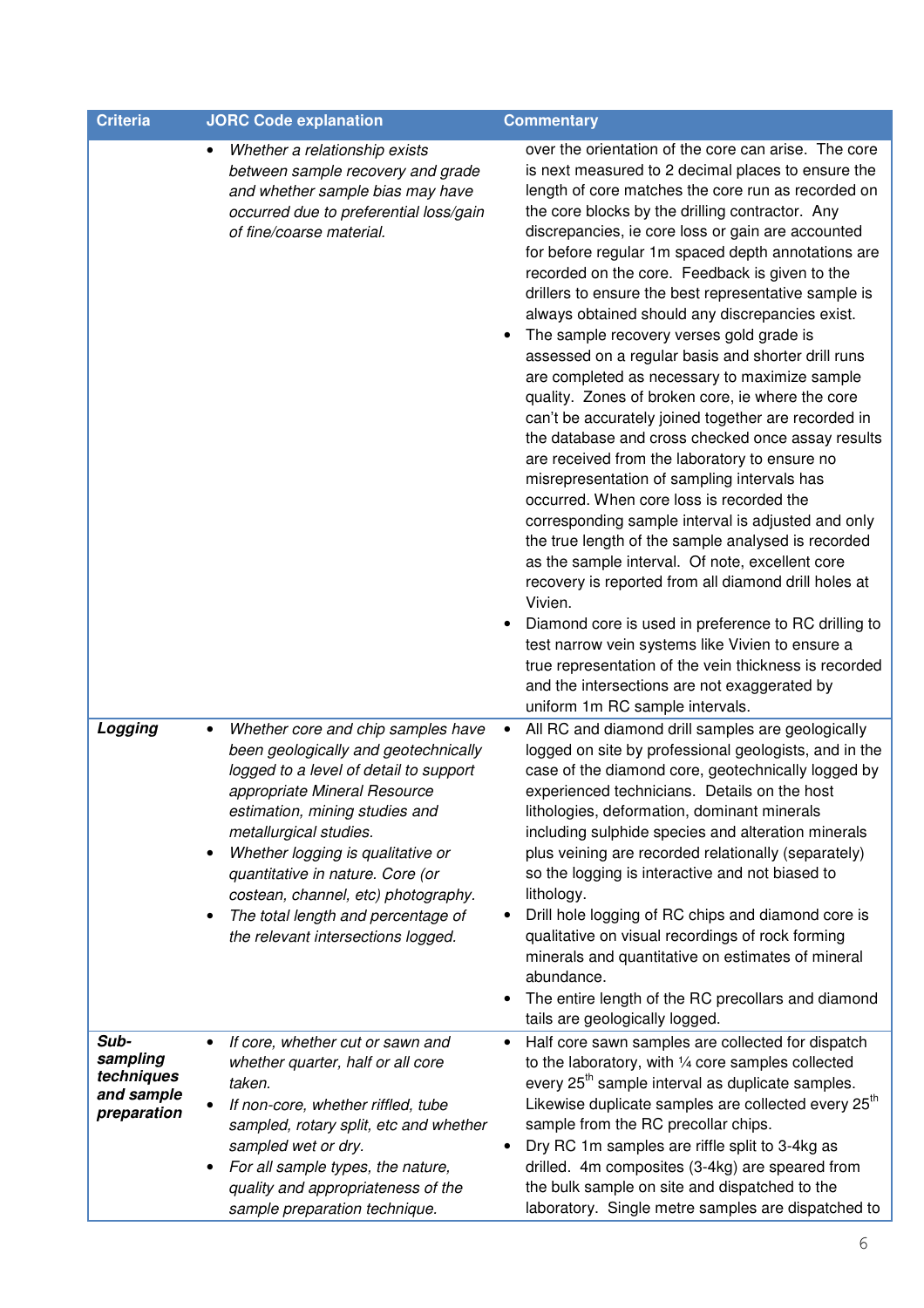| Criteria | JORC Code explanation | Commentary |
|---|---|---|
| | • *Whether a relationship exists between sample recovery and grade and whether sample bias may have occurred due to preferential loss/gain of fine/coarse material.* | over the orientation of the core can arise. The core is next measured to 2 decimal places to ensure the length of core matches the core run as recorded on the core blocks by the drilling contractor. Any discrepancies, ie core loss or gain are accounted for before regular 1m spaced depth annotations are recorded on the core. Feedback is given to the drillers to ensure the best representative sample is always obtained should any discrepancies exist.<br>• The sample recovery verses gold grade is assessed on a regular basis and shorter drill runs are completed as necessary to maximize sample quality. Zones of broken core, ie where the core can't be accurately joined together are recorded in the database and cross checked once assay results are received from the laboratory to ensure no misrepresentation of sampling intervals has occurred. When core loss is recorded the corresponding sample interval is adjusted and only the true length of the sample analysed is recorded as the sample interval. Of note, excellent core recovery is reported from all diamond drill holes at Vivien.<br>• Diamond core is used in preference to RC drilling to test narrow vein systems like Vivien to ensure a true representation of the vein thickness is recorded and the intersections are not exaggerated by uniform 1m RC sample intervals. |
| ***Logging*** | • *Whether core and chip samples have been geologically and geotechnically logged to a level of detail to support appropriate Mineral Resource estimation, mining studies and metallurgical studies.*<br>• *Whether logging is qualitative or quantitative in nature. Core (or costean, channel, etc) photography.*<br>• *The total length and percentage of the relevant intersections logged.* | • All RC and diamond drill samples are geologically logged on site by professional geologists, and in the case of the diamond core, geotechnically logged by experienced technicians. Details on the host lithologies, deformation, dominant minerals including sulphide species and alteration minerals plus veining are recorded relationally (separately) so the logging is interactive and not biased to lithology.<br>• Drill hole logging of RC chips and diamond core is qualitative on visual recordings of rock forming minerals and quantitative on estimates of mineral abundance.<br>• The entire length of the RC precollars and diamond tails are geologically logged. |
| ***Sub-sampling techniques and sample preparation*** | • *If core, whether cut or sawn and whether quarter, half or all core taken.*<br>• *If non-core, whether riffled, tube sampled, rotary split, etc and whether sampled wet or dry.*<br>• *For all sample types, the nature, quality and appropriateness of the sample preparation technique.* | • Half core sawn samples are collected for dispatch to the laboratory, with ¼ core samples collected every 25th sample interval as duplicate samples. Likewise duplicate samples are collected every 25th sample from the RC precollar chips.<br>• Dry RC 1m samples are riffle split to 3-4kg as drilled. 4m composites (3-4kg) are speared from the bulk sample on site and dispatched to the laboratory. Single metre samples are dispatched to |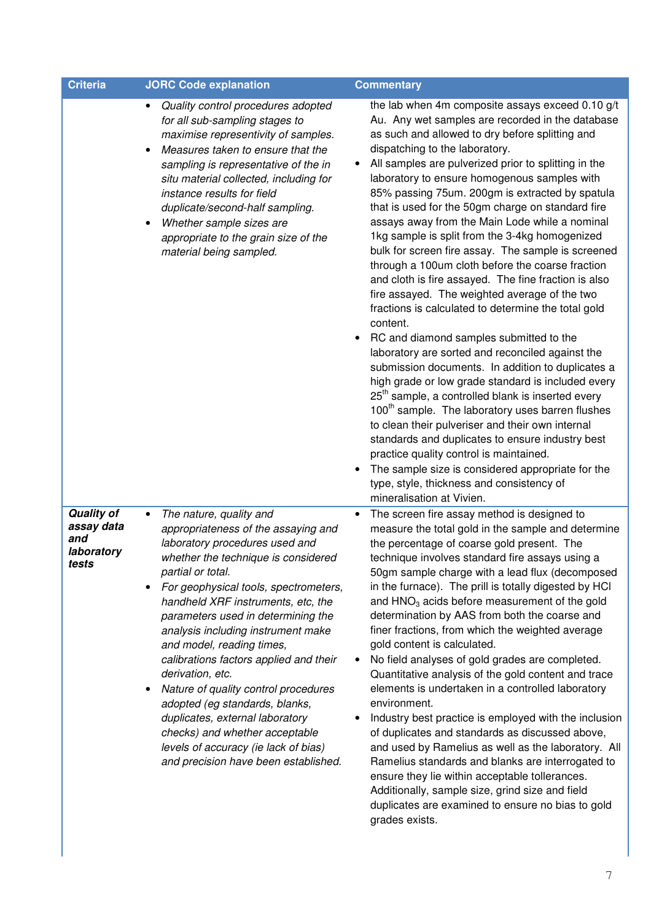| Criteria | JORC Code explanation | Commentary |
|---|---|---|
| | • *Quality control procedures adopted for all sub-sampling stages to maximise representivity of samples.*<br>• *Measures taken to ensure that the sampling is representative of the in situ material collected, including for instance results for field duplicate/second-half sampling.*<br>• *Whether sample sizes are appropriate to the grain size of the material being sampled.* | the lab when 4m composite assays exceed 0.10 g/t Au. Any wet samples are recorded in the database as such and allowed to dry before splitting and dispatching to the laboratory.<br>• All samples are pulverized prior to splitting in the laboratory to ensure homogenous samples with 85% passing 75um. 200gm is extracted by spatula that is used for the 50gm charge on standard fire assays away from the Main Lode while a nominal 1kg sample is split from the 3-4kg homogenized bulk for screen fire assay. The sample is screened through a 100um cloth before the coarse fraction and cloth is fire assayed. The fine fraction is also fire assayed. The weighted average of the two fractions is calculated to determine the total gold content.<br>• RC and diamond samples submitted to the laboratory are sorted and reconciled against the submission documents. In addition to duplicates a high grade or low grade standard is included every 25th sample, a controlled blank is inserted every 100th sample. The laboratory uses barren flushes to clean their pulveriser and their own internal standards and duplicates to ensure industry best practice quality control is maintained.<br>• The sample size is considered appropriate for the type, style, thickness and consistency of mineralisation at Vivien. |
| ***Quality of assay data and laboratory tests*** | • *The nature, quality and appropriateness of the assaying and laboratory procedures used and whether the technique is considered partial or total.*<br>• *For geophysical tools, spectrometers, handheld XRF instruments, etc, the parameters used in determining the analysis including instrument make and model, reading times, calibrations factors applied and their derivation, etc.*<br>• *Nature of quality control procedures adopted (eg standards, blanks, duplicates, external laboratory checks) and whether acceptable levels of accuracy (ie lack of bias) and precision have been established.* | • The screen fire assay method is designed to measure the total gold in the sample and determine the percentage of coarse gold present. The technique involves standard fire assays using a 50gm sample charge with a lead flux (decomposed in the furnace). The prill is totally digested by HCl and $HNO_3$ acids before measurement of the gold determination by AAS from both the coarse and finer fractions, from which the weighted average gold content is calculated.<br>• No field analyses of gold grades are completed. Quantitative analysis of the gold content and trace elements is undertaken in a controlled laboratory environment.<br>• Industry best practice is employed with the inclusion of duplicates and standards as discussed above, and used by Ramelius as well as the laboratory. All Ramelius standards and blanks are interrogated to ensure they lie within acceptable tollerances. Additionally, sample size, grind size and field duplicates are examined to ensure no bias to gold grades exists. |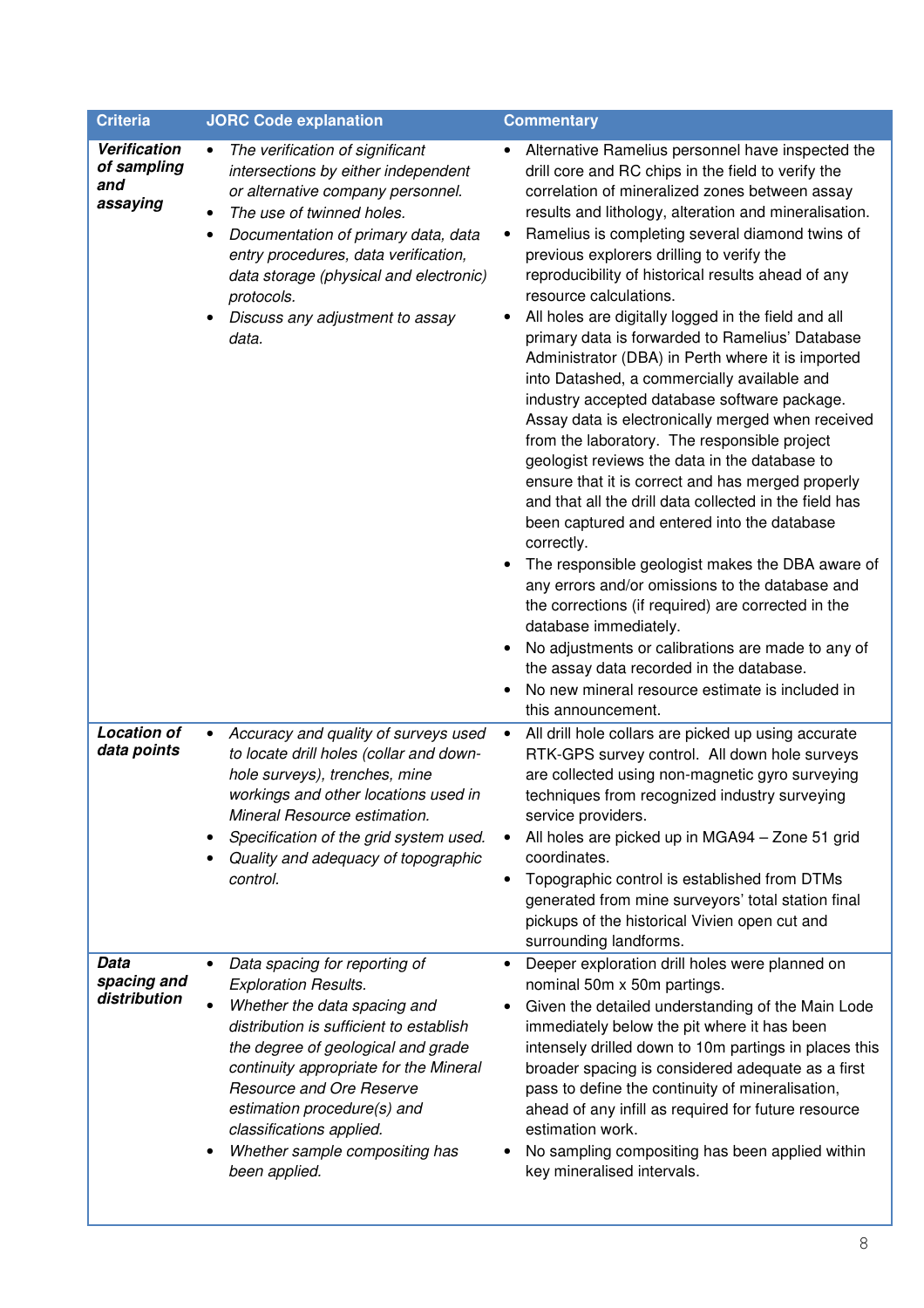| Criteria | JORC Code explanation | Commentary |
|---|---|---|
| ***Verification of sampling and assaying*** | • *The verification of significant intersections by either independent or alternative company personnel.*<br>• *The use of twinned holes.*<br>• *Documentation of primary data, data entry procedures, data verification, data storage (physical and electronic) protocols.*<br>• *Discuss any adjustment to assay data.* | • Alternative Ramelius personnel have inspected the drill core and RC chips in the field to verify the correlation of mineralized zones between assay results and lithology, alteration and mineralisation.<br>• Ramelius is completing several diamond twins of previous explorers drilling to verify the reproducibility of historical results ahead of any resource calculations.<br>• All holes are digitally logged in the field and all primary data is forwarded to Ramelius' Database Administrator (DBA) in Perth where it is imported into Datashed, a commercially available and industry accepted database software package. Assay data is electronically merged when received from the laboratory. The responsible project geologist reviews the data in the database to ensure that it is correct and has merged properly and that all the drill data collected in the field has been captured and entered into the database correctly.<br>• The responsible geologist makes the DBA aware of any errors and/or omissions to the database and the corrections (if required) are corrected in the database immediately.<br>• No adjustments or calibrations are made to any of the assay data recorded in the database.<br>• No new mineral resource estimate is included in this announcement. |
| ***Location of data points*** | • *Accuracy and quality of surveys used to locate drill holes (collar and down-hole surveys), trenches, mine workings and other locations used in Mineral Resource estimation.*<br>• *Specification of the grid system used.*<br>• *Quality and adequacy of topographic control.* | • All drill hole collars are picked up using accurate RTK-GPS survey control. All down hole surveys are collected using non-magnetic gyro surveying techniques from recognized industry surveying service providers.<br>• All holes are picked up in MGA94 – Zone 51 grid coordinates.<br>• Topographic control is established from DTMs generated from mine surveyors' total station final pickups of the historical Vivien open cut and surrounding landforms. |
| ***Data spacing and distribution*** | • *Data spacing for reporting of Exploration Results.*<br>• *Whether the data spacing and distribution is sufficient to establish the degree of geological and grade continuity appropriate for the Mineral Resource and Ore Reserve estimation procedure(s) and classifications applied.*<br>• *Whether sample compositing has been applied.* | • Deeper exploration drill holes were planned on nominal 50m x 50m partings.<br>• Given the detailed understanding of the Main Lode immediately below the pit where it has been intensely drilled down to 10m partings in places this broader spacing is considered adequate as a first pass to define the continuity of mineralisation, ahead of any infill as required for future resource estimation work.<br>• No sampling compositing has been applied within key mineralised intervals. |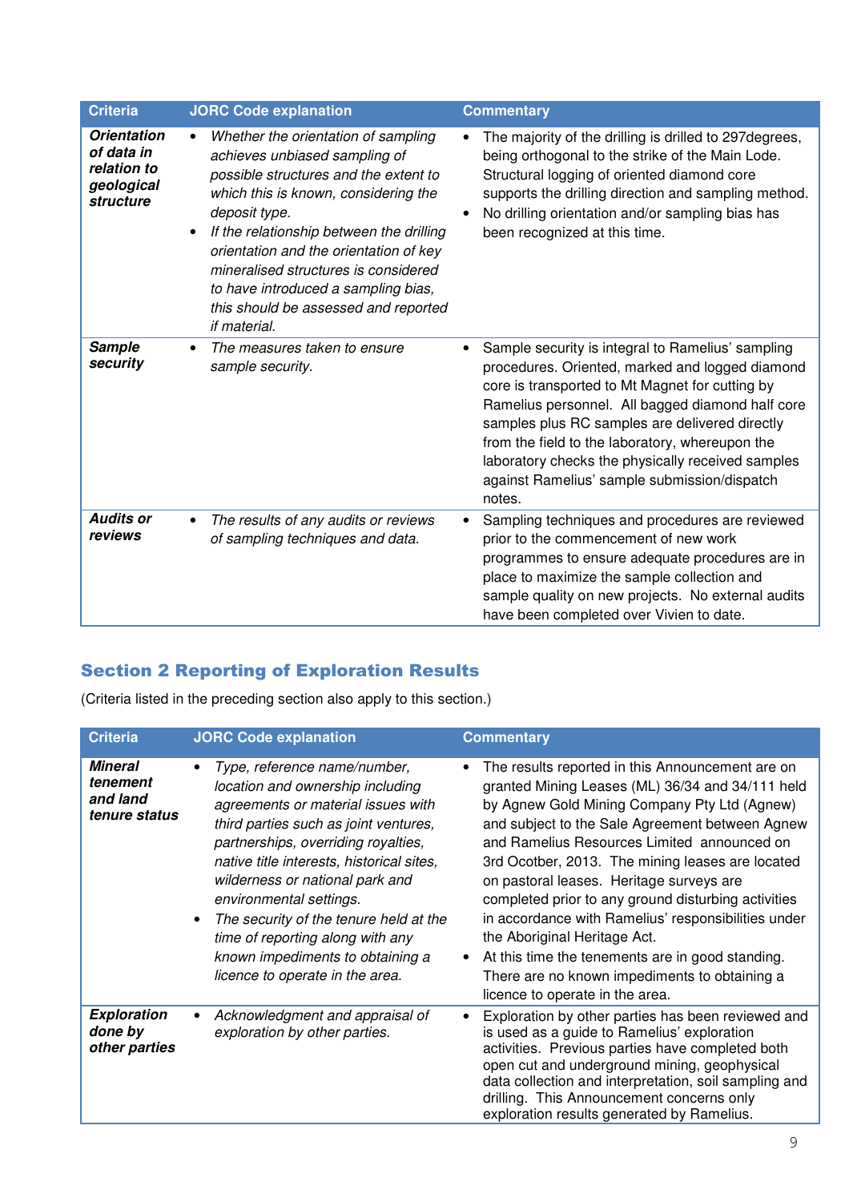| Criteria | JORC Code explanation | Commentary |
|---|---|---|
| ***Orientation of data in relation to geological structure*** | • *Whether the orientation of sampling achieves unbiased sampling of possible structures and the extent to which this is known, considering the deposit type.* <br>• *If the relationship between the drilling orientation and the orientation of key mineralised structures is considered to have introduced a sampling bias, this should be assessed and reported if material.* | • The majority of the drilling is drilled to 297degrees, being orthogonal to the strike of the Main Lode. Structural logging of oriented diamond core supports the drilling direction and sampling method. <br>• No drilling orientation and/or sampling bias has been recognized at this time. |
| ***Sample security*** | • *The measures taken to ensure sample security.* | • Sample security is integral to Ramelius' sampling procedures. Oriented, marked and logged diamond core is transported to Mt Magnet for cutting by Ramelius personnel. All bagged diamond half core samples plus RC samples are delivered directly from the field to the laboratory, whereupon the laboratory checks the physically received samples against Ramelius' sample submission/dispatch notes. |
| ***Audits or reviews*** | • *The results of any audits or reviews of sampling techniques and data.* | • Sampling techniques and procedures are reviewed prior to the commencement of new work programmes to ensure adequate procedures are in place to maximize the sample collection and sample quality on new projects. No external audits have been completed over Vivien to date. |

## Section 2 Reporting of Exploration Results

(Criteria listed in the preceding section also apply to this section.)

| Criteria | JORC Code explanation | Commentary |
|---|---|---|
| ***Mineral tenement and land tenure status*** | • *Type, reference name/number, location and ownership including agreements or material issues with third parties such as joint ventures, partnerships, overriding royalties, native title interests, historical sites, wilderness or national park and environmental settings.* <br>• *The security of the tenure held at the time of reporting along with any known impediments to obtaining a licence to operate in the area.* | • The results reported in this Announcement are on granted Mining Leases (ML) 36/34 and 34/111 held by Agnew Gold Mining Company Pty Ltd (Agnew) and subject to the Sale Agreement between Agnew and Ramelius Resources Limited announced on 3rd Ocotber, 2013. The mining leases are located on pastoral leases. Heritage surveys are completed prior to any ground disturbing activities in accordance with Ramelius' responsibilities under the Aboriginal Heritage Act. <br>• At this time the tenements are in good standing. There are no known impediments to obtaining a licence to operate in the area. |
| ***Exploration done by other parties*** | • *Acknowledgment and appraisal of exploration by other parties.* | • Exploration by other parties has been reviewed and is used as a guide to Ramelius' exploration activities. Previous parties have completed both open cut and underground mining, geophysical data collection and interpretation, soil sampling and drilling. This Announcement concerns only exploration results generated by Ramelius. |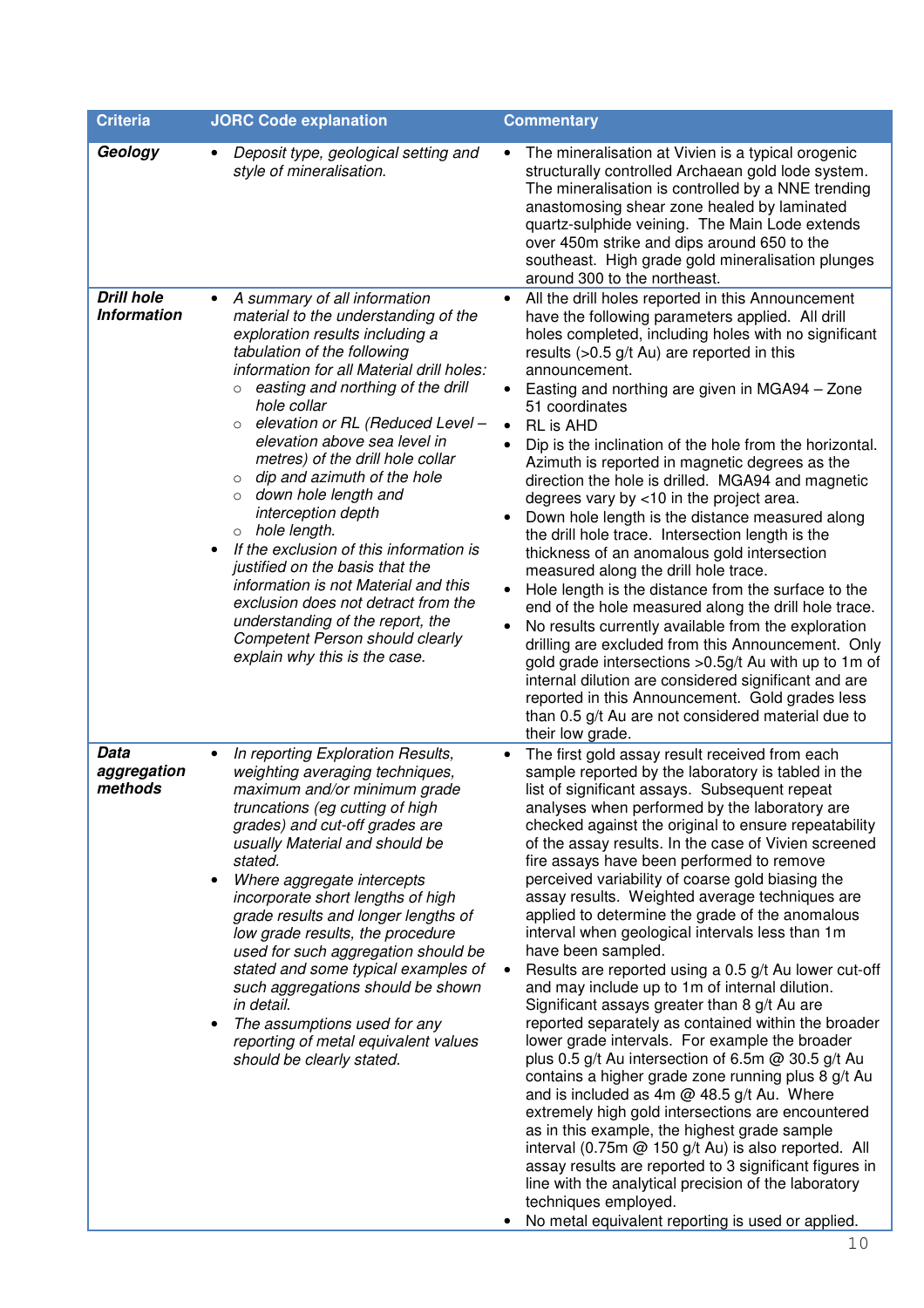| Criteria | JORC Code explanation | Commentary |
|---|---|---|
| ***Geology*** | • *Deposit type, geological setting and style of mineralisation.* | • The mineralisation at Vivien is a typical orogenic structurally controlled Archaean gold lode system. The mineralisation is controlled by a NNE trending anastomosing shear zone healed by laminated quartz-sulphide veining. The Main Lode extends over 450m strike and dips around 65$^{0}$ to the southeast. High grade gold mineralisation plunges around 30$^{0}$ to the northeast. |
| ***Drill hole Information*** | • *A summary of all information material to the understanding of the exploration results including a tabulation of the following information for all Material drill holes:*<br>○ *easting and northing of the drill hole collar*<br>○ *elevation or RL (Reduced Level – elevation above sea level in metres) of the drill hole collar*<br>○ *dip and azimuth of the hole*<br>○ *down hole length and interception depth*<br>○ *hole length.*<br>• *If the exclusion of this information is justified on the basis that the information is not Material and this exclusion does not detract from the understanding of the report, the Competent Person should clearly explain why this is the case.* | • All the drill holes reported in this Announcement have the following parameters applied. All drill holes completed, including holes with no significant results (>0.5 g/t Au) are reported in this announcement.<br>• Easting and northing are given in MGA94 – Zone 51 coordinates<br>• RL is AHD<br>• Dip is the inclination of the hole from the horizontal. Azimuth is reported in magnetic degrees as the direction the hole is drilled. MGA94 and magnetic degrees vary by <1$^{0}$ in the project area.<br>• Down hole length is the distance measured along the drill hole trace. Intersection length is the thickness of an anomalous gold intersection measured along the drill hole trace.<br>• Hole length is the distance from the surface to the end of the hole measured along the drill hole trace.<br>• No results currently available from the exploration drilling are excluded from this Announcement. Only gold grade intersections >0.5g/t Au with up to 1m of internal dilution are considered significant and are reported in this Announcement. Gold grades less than 0.5 g/t Au are not considered material due to their low grade. |
| ***Data aggregation methods*** | • *In reporting Exploration Results, weighting averaging techniques, maximum and/or minimum grade truncations (eg cutting of high grades) and cut-off grades are usually Material and should be stated.*<br>• *Where aggregate intercepts incorporate short lengths of high grade results and longer lengths of low grade results, the procedure used for such aggregation should be stated and some typical examples of such aggregations should be shown in detail.*<br>• *The assumptions used for any reporting of metal equivalent values should be clearly stated.* | • The first gold assay result received from each sample reported by the laboratory is tabled in the list of significant assays. Subsequent repeat analyses when performed by the laboratory are checked against the original to ensure repeatability of the assay results. In the case of Vivien screened fire assays have been performed to remove perceived variability of coarse gold biasing the assay results. Weighted average techniques are applied to determine the grade of the anomalous interval when geological intervals less than 1m have been sampled.<br>• Results are reported using a 0.5 g/t Au lower cut-off and may include up to 1m of internal dilution. Significant assays greater than 8 g/t Au are reported separately as contained within the broader lower grade intervals. For example the broader plus 0.5 g/t Au intersection of 6.5m @ 30.5 g/t Au contains a higher grade zone running plus 8 g/t Au and is included as 4m @ 48.5 g/t Au. Where extremely high gold intersections are encountered as in this example, the highest grade sample interval (0.75m @ 150 g/t Au) is also reported. All assay results are reported to 3 significant figures in line with the analytical precision of the laboratory techniques employed.<br>• No metal equivalent reporting is used or applied. |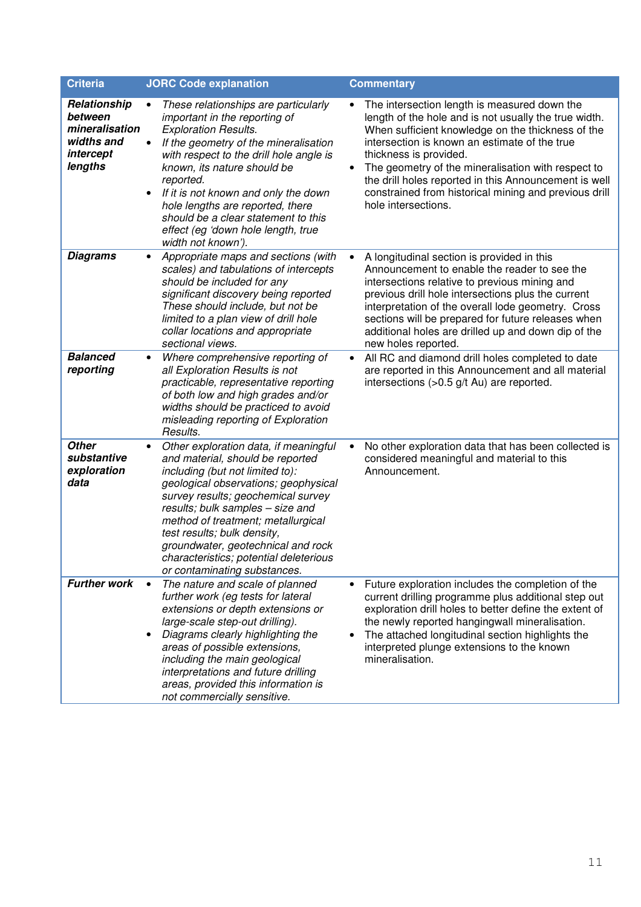| Criteria | JORC Code explanation | Commentary |
| --- | --- | --- |
| ***Relationship between mineralisation widths and intercept lengths*** | • *These relationships are particularly important in the reporting of Exploration Results.* <br>• *If the geometry of the mineralisation with respect to the drill hole angle is known, its nature should be reported.* <br>• *If it is not known and only the down hole lengths are reported, there should be a clear statement to this effect (eg 'down hole length, true width not known').* | • The intersection length is measured down the length of the hole and is not usually the true width. When sufficient knowledge on the thickness of the intersection is known an estimate of the true thickness is provided. <br>• The geometry of the mineralisation with respect to the drill holes reported in this Announcement is well constrained from historical mining and previous drill hole intersections. |
| ***Diagrams*** | • *Appropriate maps and sections (with scales) and tabulations of intercepts should be included for any significant discovery being reported These should include, but not be limited to a plan view of drill hole collar locations and appropriate sectional views.* | • A longitudinal section is provided in this Announcement to enable the reader to see the intersections relative to previous mining and previous drill hole intersections plus the current interpretation of the overall lode geometry. Cross sections will be prepared for future releases when additional holes are drilled up and down dip of the new holes reported. |
| ***Balanced reporting*** | • *Where comprehensive reporting of all Exploration Results is not practicable, representative reporting of both low and high grades and/or widths should be practiced to avoid misleading reporting of Exploration Results.* | • All RC and diamond drill holes completed to date are reported in this Announcement and all material intersections (>0.5 g/t Au) are reported. |
| ***Other substantive exploration data*** | • *Other exploration data, if meaningful and material, should be reported including (but not limited to): geological observations; geophysical survey results; geochemical survey results; bulk samples – size and method of treatment; metallurgical test results; bulk density, groundwater, geotechnical and rock characteristics; potential deleterious or contaminating substances.* | • No other exploration data that has been collected is considered meaningful and material to this Announcement. |
| ***Further work*** | • *The nature and scale of planned further work (eg tests for lateral extensions or depth extensions or large-scale step-out drilling).* <br>• *Diagrams clearly highlighting the areas of possible extensions, including the main geological interpretations and future drilling areas, provided this information is not commercially sensitive.* | • Future exploration includes the completion of the current drilling programme plus additional step out exploration drill holes to better define the extent of the newly reported hangingwall mineralisation. <br>• The attached longitudinal section highlights the interpreted plunge extensions to the known mineralisation. |